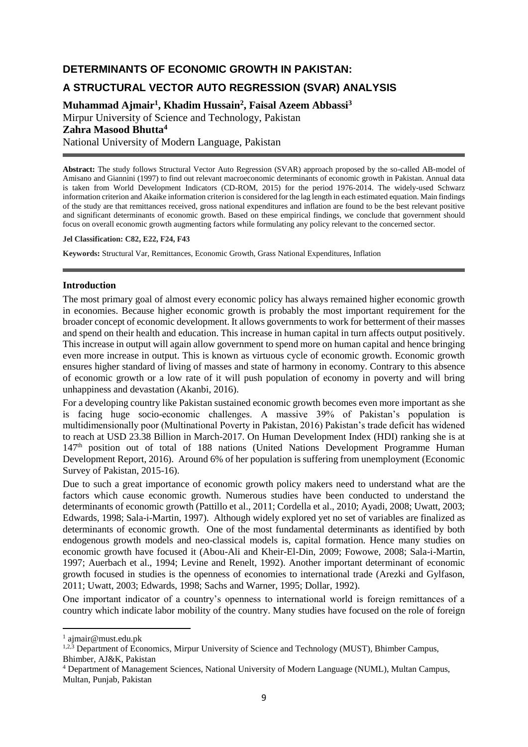# DETERMINANTS OF ECONOMIC GROWTH IN PAKISTAN:

# A STRUCTURAL VECTOR AUTO REGRESSION (SVAR) ANALYSIS

**Muhammad Ajmair[1], Khadim Hussain[2], Faisal Azeem Abbassi[3]**
Mirpur University of Science and Technology, Pakistan
**Zahra Masood Bhutta[4]**
National University of Modern Language, Pakistan

**Abstract:** The study follows Structural Vector Auto Regression (SVAR) approach proposed by the so-called AB-model of Amisano and Giannini (1997) to find out relevant macroeconomic determinants of economic growth in Pakistan. Annual data is taken from World Development Indicators (CD-ROM, 2015) for the period 1976-2014. The widely-used Schwarz information criterion and Akaike information criterion is considered for the lag length in each estimated equation. Main findings of the study are that remittances received, gross national expenditures and inflation are found to be the best relevant positive and significant determinants of economic growth. Based on these empirical findings, we conclude that government should focus on overall economic growth augmenting factors while formulating any policy relevant to the concerned sector.

**Jel Classification: C82, E22, F24, F43**

**Keywords:** Structural Var, Remittances, Economic Growth, Grass National Expenditures, Inflation

## Introduction

The most primary goal of almost every economic policy has always remained higher economic growth in economies. Because higher economic growth is probably the most important requirement for the broader concept of economic development. It allows governments to work for betterment of their masses and spend on their health and education. This increase in human capital in turn affects output positively. This increase in output will again allow government to spend more on human capital and hence bringing even more increase in output. This is known as virtuous cycle of economic growth. Economic growth ensures higher standard of living of masses and state of harmony in economy. Contrary to this absence of economic growth or a low rate of it will push population of economy in poverty and will bring unhappiness and devastation (Akanbi, 2016).

For a developing country like Pakistan sustained economic growth becomes even more important as she is facing huge socio-economic challenges. A massive 39% of Pakistan's population is multidimensionally poor (Multinational Poverty in Pakistan, 2016) Pakistan's trade deficit has widened to reach at USD 23.38 Billion in March-2017. On Human Development Index (HDI) ranking she is at 147th position out of total of 188 nations (United Nations Development Programme Human Development Report, 2016). Around 6% of her population is suffering from unemployment (Economic Survey of Pakistan, 2015-16).

Due to such a great importance of economic growth policy makers need to understand what are the factors which cause economic growth. Numerous studies have been conducted to understand the determinants of economic growth (Pattillo et al., 2011; Cordella et al., 2010; Ayadi, 2008; Uwatt, 2003; Edwards, 1998; Sala-i-Martin, 1997). Although widely explored yet no set of variables are finalized as determinants of economic growth. One of the most fundamental determinants as identified by both endogenous growth models and neo-classical models is, capital formation. Hence many studies on economic growth have focused it (Abou-Ali and Kheir-El-Din, 2009; Fowowe, 2008; Sala-i-Martin, 1997; Auerbach et al., 1994; Levine and Renelt, 1992). Another important determinant of economic growth focused in studies is the openness of economies to international trade (Arezki and Gylfason, 2011; Uwatt, 2003; Edwards, 1998; Sachs and Warner, 1995; Dollar, 1992).

One important indicator of a country's openness to international world is foreign remittances of a country which indicate labor mobility of the country. Many studies have focused on the role of foreign

[1] ajmair@must.edu.pk
[1,2,3] Department of Economics, Mirpur University of Science and Technology (MUST), Bhimber Campus, Bhimber, AJ&K, Pakistan
[4] Department of Management Sciences, National University of Modern Language (NUML), Multan Campus, Multan, Punjab, Pakistan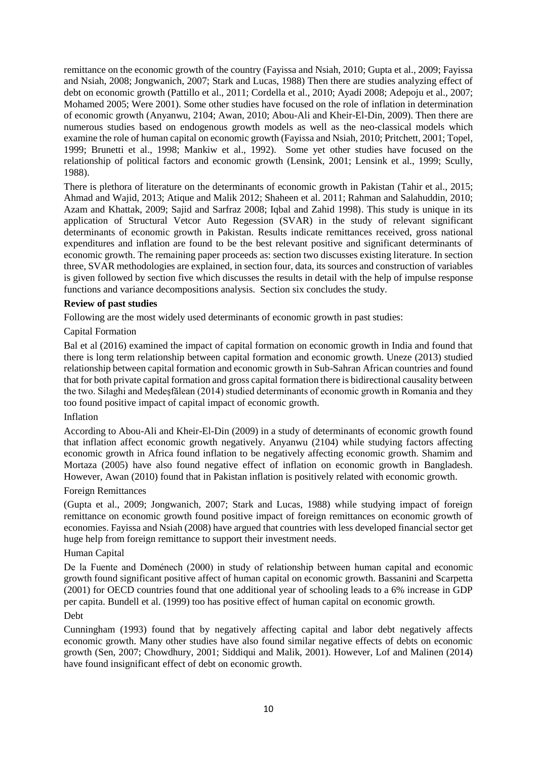remittance on the economic growth of the country (Fayissa and Nsiah, 2010; Gupta et al., 2009; Fayissa and Nsiah, 2008; Jongwanich, 2007; Stark and Lucas, 1988) Then there are studies analyzing effect of debt on economic growth (Pattillo et al., 2011; Cordella et al., 2010; Ayadi 2008; Adepoju et al., 2007; Mohamed 2005; Were 2001). Some other studies have focused on the role of inflation in determination of economic growth (Anyanwu, 2104; Awan, 2010; Abou-Ali and Kheir-El-Din, 2009). Then there are numerous studies based on endogenous growth models as well as the neo-classical models which examine the role of human capital on economic growth (Fayissa and Nsiah, 2010; Pritchett, 2001; Topel, 1999; Brunetti et al., 1998; Mankiw et al., 1992). Some yet other studies have focused on the relationship of political factors and economic growth (Lensink, 2001; Lensink et al., 1999; Scully, 1988).

There is plethora of literature on the determinants of economic growth in Pakistan (Tahir et al., 2015; Ahmad and Wajid, 2013; Atique and Malik 2012; Shaheen et al. 2011; Rahman and Salahuddin, 2010; Azam and Khattak, 2009; Sajid and Sarfraz 2008; Iqbal and Zahid 1998). This study is unique in its application of Structural Vetcor Auto Regession (SVAR) in the study of relevant significant determinants of economic growth in Pakistan. Results indicate remittances received, gross national expenditures and inflation are found to be the best relevant positive and significant determinants of economic growth. The remaining paper proceeds as: section two discusses existing literature. In section three, SVAR methodologies are explained, in section four, data, its sources and construction of variables is given followed by section five which discusses the results in detail with the help of impulse response functions and variance decompositions analysis. Section six concludes the study.

**Review of past studies**

Following are the most widely used determinants of economic growth in past studies:

Capital Formation

Bal et al (2016) examined the impact of capital formation on economic growth in India and found that there is long term relationship between capital formation and economic growth. Uneze (2013) studied relationship between capital formation and economic growth in Sub-Sahran African countries and found that for both private capital formation and gross capital formation there is bidirectional causality between the two. Silaghi and Medeşfălean (2014) studied determinants of economic growth in Romania and they too found positive impact of capital impact of economic growth.

Inflation

According to Abou-Ali and Kheir-El-Din (2009) in a study of determinants of economic growth found that inflation affect economic growth negatively. Anyanwu (2104) while studying factors affecting economic growth in Africa found inflation to be negatively affecting economic growth. Shamim and Mortaza (2005) have also found negative effect of inflation on economic growth in Bangladesh. However, Awan (2010) found that in Pakistan inflation is positively related with economic growth.

Foreign Remittances

(Gupta et al., 2009; Jongwanich, 2007; Stark and Lucas, 1988) while studying impact of foreign remittance on economic growth found positive impact of foreign remittances on economic growth of economies. Fayissa and Nsiah (2008) have argued that countries with less developed financial sector get huge help from foreign remittance to support their investment needs.

Human Capital

De la Fuente and Doménech (2000) in study of relationship between human capital and economic growth found significant positive affect of human capital on economic growth. Bassanini and Scarpetta (2001) for OECD countries found that one additional year of schooling leads to a 6% increase in GDP per capita. Bundell et al. (1999) too has positive effect of human capital on economic growth.

Debt

Cunningham (1993) found that by negatively affecting capital and labor debt negatively affects economic growth. Many other studies have also found similar negative effects of debts on economic growth (Sen, 2007; Chowdhury, 2001; Siddiqui and Malik, 2001). However, Lof and Malinen (2014) have found insignificant effect of debt on economic growth.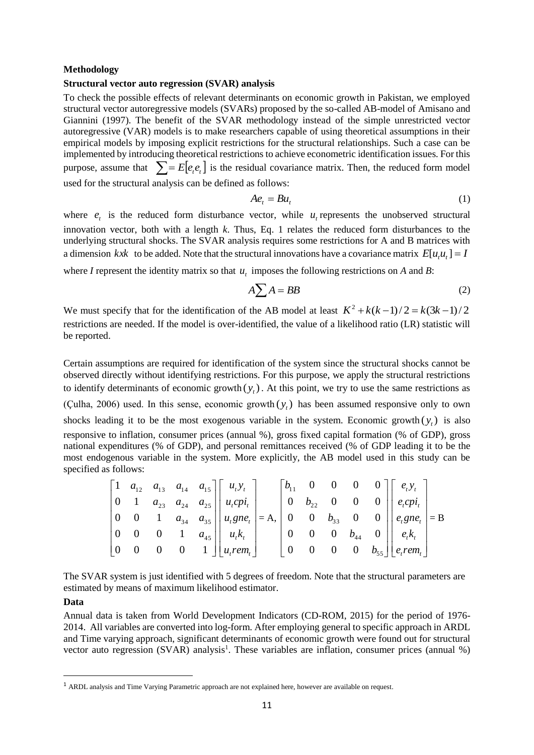**Methodology**

**Structural vector auto regression (SVAR) analysis**

To check the possible effects of relevant determinants on economic growth in Pakistan, we employed structural vector autoregressive models (SVARs) proposed by the so-called AB-model of Amisano and Giannini (1997). The benefit of the SVAR methodology instead of the simple unrestricted vector autoregressive (VAR) models is to make researchers capable of using theoretical assumptions in their empirical models by imposing explicit restrictions for the structural relationships. Such a case can be implemented by introducing theoretical restrictions to achieve econometric identification issues. For this purpose, assume that $\sum = E[e_t e_t]$ is the residual covariance matrix. Then, the reduced form model used for the structural analysis can be defined as follows:

$$Ae_t = Bu_t \tag{1}$$

where $e_t$ is the reduced form disturbance vector, while $u_t$ represents the unobserved structural innovation vector, both with a length *k*. Thus, Eq. 1 relates the reduced form disturbances to the underlying structural shocks. The SVAR analysis requires some restrictions for A and B matrices with a dimension $kxk$ to be added. Note that the structural innovations have a covariance matrix $E[u_t u_t] = I$ where *I* represent the identity matrix so that $u_t$ imposes the following restrictions on *A* and *B*:

$$A \sum A = BB \tag{2}$$

We must specify that for the identification of the AB model at least $K^2 + k(k-1)/2 = k(3k-1)/2$ restrictions are needed. If the model is over-identified, the value of a likelihood ratio (LR) statistic will be reported.

Certain assumptions are required for identification of the system since the structural shocks cannot be observed directly without identifying restrictions. For this purpose, we apply the structural restrictions to identify determinants of economic growth $(y_t)$. At this point, we try to use the same restrictions as (Çulha, 2006) used. In this sense, economic growth $(y_t)$ has been assumed responsive only to own shocks leading it to be the most exogenous variable in the system. Economic growth $(y_t)$ is also responsive to inflation, consumer prices (annual %), gross fixed capital formation (% of GDP), gross national expenditures (% of GDP), and personal remittances received (% of GDP leading it to be the most endogenous variable in the system. More explicitly, the AB model used in this study can be specified as follows:

$$\begin{bmatrix} 1 & a_{12} & a_{13} & a_{14} & a_{15} \\ 0 & 1 & a_{23} & a_{24} & a_{25} \\ 0 & 0 & 1 & a_{34} & a_{35} \\ 0 & 0 & 0 & 1 & a_{45} \\ 0 & 0 & 0 & 0 & 1 \end{bmatrix} \begin{bmatrix} u_t y_t \\ u_t cpi_t \\ u_t gne_t \\ u_t k_t \\ u_t rem_t \end{bmatrix} = \text{A}, \quad \begin{bmatrix} b_{11} & 0 & 0 & 0 & 0 \\ 0 & b_{22} & 0 & 0 & 0 \\ 0 & 0 & b_{33} & 0 & 0 \\ 0 & 0 & 0 & b_{44} & 0 \\ 0 & 0 & 0 & 0 & b_{55} \end{bmatrix} \begin{bmatrix} e_t y_t \\ e_t cpi_t \\ e_t gne_t \\ e_t k_t \\ e_t rem_t \end{bmatrix} = \text{B}$$

The SVAR system is just identified with 5 degrees of freedom. Note that the structural parameters are estimated by means of maximum likelihood estimator.

**Data**

Annual data is taken from World Development Indicators (CD-ROM, 2015) for the period of 1976-2014. All variables are converted into log-form. After employing general to specific approach in ARDL and Time varying approach, significant determinants of economic growth were found out for structural vector auto regression (SVAR) analysis[1]. These variables are inflation, consumer prices (annual %)

[1] ARDL analysis and Time Varying Parametric approach are not explained here, however are available on request.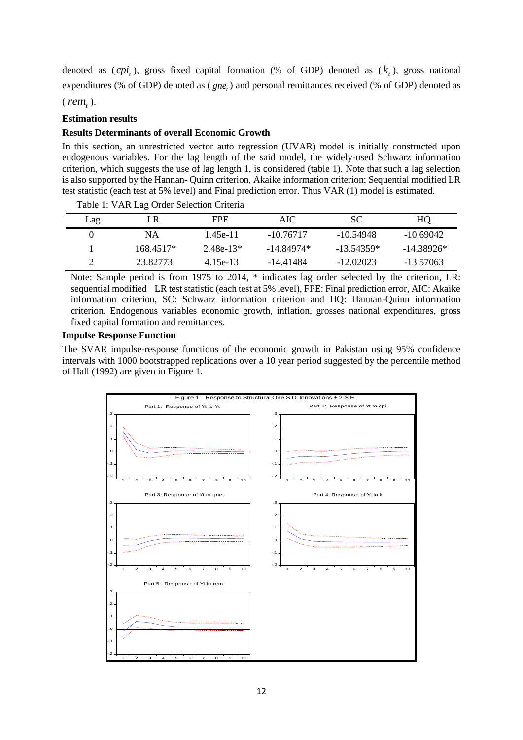denoted as ($cpi_t$), gross fixed capital formation (% of GDP) denoted as ($k_t$), gross national expenditures (% of GDP) denoted as ($gne_t$) and personal remittances received (% of GDP) denoted as ($rem_t$).

**Estimation results**

**Results Determinants of overall Economic Growth**

In this section, an unrestricted vector auto regression (UVAR) model is initially constructed upon endogenous variables. For the lag length of the said model, the widely-used Schwarz information criterion, which suggests the use of lag length 1, is considered (table 1). Note that such a lag selection is also supported by the Hannan- Quinn criterion, Akaike information criterion; Sequential modified LR test statistic (each test at 5% level) and Final prediction error. Thus VAR (1) model is estimated.

Table 1: VAR Lag Order Selection Criteria

| Lag | LR | FPE | AIC | SC | HQ |
|---|---|---|---|---|---|
| 0 | NA | 1.45e-11 | -10.76717 | -10.54948 | -10.69042 |
| 1 | 168.4517* | 2.48e-13* | -14.84974* | -13.54359* | -14.38926* |
| 2 | 23.82773 | 4.15e-13 | -14.41484 | -12.02023 | -13.57063 |

Note: Sample period is from 1975 to 2014, * indicates lag order selected by the criterion, LR: sequential modified LR test statistic (each test at 5% level), FPE: Final prediction error, AIC: Akaike information criterion, SC: Schwarz information criterion and HQ: Hannan-Quinn information criterion. Endogenous variables economic growth, inflation, grosses national expenditures, gross fixed capital formation and remittances.

**Impulse Response Function**

The SVAR impulse-response functions of the economic growth in Pakistan using 95% confidence intervals with 1000 bootstrapped replications over a 10 year period suggested by the percentile method of Hall (1992) are given in Figure 1.

Figure 1: Response to Structural One S.D. Innovations ± 2 S.E.

Part 1: Response of Yt to Yt

Part 2: Response of Yt to cpi

Part 3: Response of Yt to gne

Part 4: Response of Yt to k

Part 5: Response of Yt to rem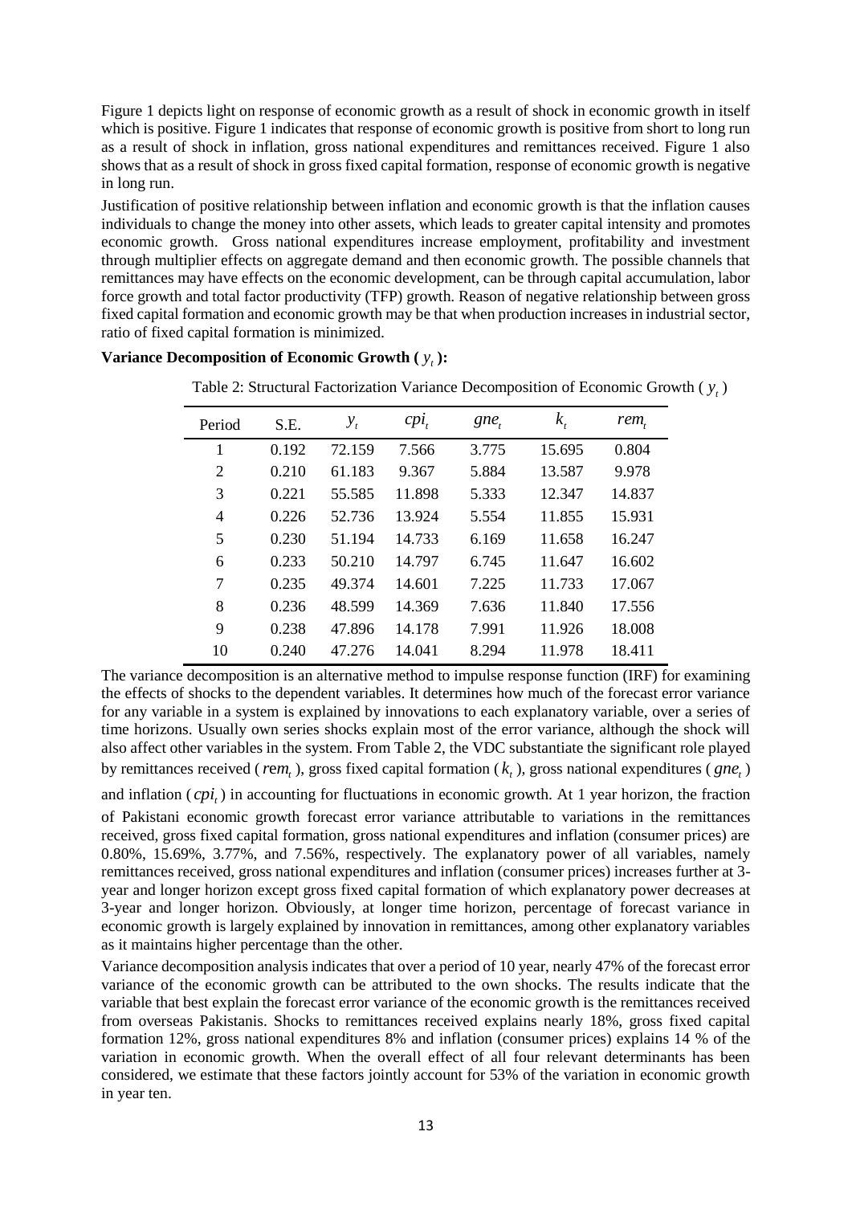Figure 1 depicts light on response of economic growth as a result of shock in economic growth in itself which is positive. Figure 1 indicates that response of economic growth is positive from short to long run as a result of shock in inflation, gross national expenditures and remittances received. Figure 1 also shows that as a result of shock in gross fixed capital formation, response of economic growth is negative in long run.

Justification of positive relationship between inflation and economic growth is that the inflation causes individuals to change the money into other assets, which leads to greater capital intensity and promotes economic growth. Gross national expenditures increase employment, profitability and investment through multiplier effects on aggregate demand and then economic growth. The possible channels that remittances may have effects on the economic development, can be through capital accumulation, labor force growth and total factor productivity (TFP) growth. Reason of negative relationship between gross fixed capital formation and economic growth may be that when production increases in industrial sector, ratio of fixed capital formation is minimized.

**Variance Decomposition of Economic Growth ( $y_t$ ):**

Table 2: Structural Factorization Variance Decomposition of Economic Growth ( $y_t$ )

| Period | S.E. | $y_t$ | $cpi_t$ | $gne_t$ | $k_t$ | $rem_t$ |
|---|---|---|---|---|---|---|
| 1 | 0.192 | 72.159 | 7.566 | 3.775 | 15.695 | 0.804 |
| 2 | 0.210 | 61.183 | 9.367 | 5.884 | 13.587 | 9.978 |
| 3 | 0.221 | 55.585 | 11.898 | 5.333 | 12.347 | 14.837 |
| 4 | 0.226 | 52.736 | 13.924 | 5.554 | 11.855 | 15.931 |
| 5 | 0.230 | 51.194 | 14.733 | 6.169 | 11.658 | 16.247 |
| 6 | 0.233 | 50.210 | 14.797 | 6.745 | 11.647 | 16.602 |
| 7 | 0.235 | 49.374 | 14.601 | 7.225 | 11.733 | 17.067 |
| 8 | 0.236 | 48.599 | 14.369 | 7.636 | 11.840 | 17.556 |
| 9 | 0.238 | 47.896 | 14.178 | 7.991 | 11.926 | 18.008 |
| 10 | 0.240 | 47.276 | 14.041 | 8.294 | 11.978 | 18.411 |

The variance decomposition is an alternative method to impulse response function (IRF) for examining the effects of shocks to the dependent variables. It determines how much of the forecast error variance for any variable in a system is explained by innovations to each explanatory variable, over a series of time horizons. Usually own series shocks explain most of the error variance, although the shock will also affect other variables in the system. From Table 2, the VDC substantiate the significant role played by remittances received ( $rem_t$ ), gross fixed capital formation ( $k_t$ ), gross national expenditures ( $gne_t$ ) and inflation ( $cpi_t$ ) in accounting for fluctuations in economic growth. At 1 year horizon, the fraction of Pakistani economic growth forecast error variance attributable to variations in the remittances received, gross fixed capital formation, gross national expenditures and inflation (consumer prices) are 0.80%, 15.69%, 3.77%, and 7.56%, respectively. The explanatory power of all variables, namely remittances received, gross national expenditures and inflation (consumer prices) increases further at 3-year and longer horizon except gross fixed capital formation of which explanatory power decreases at 3-year and longer horizon. Obviously, at longer time horizon, percentage of forecast variance in economic growth is largely explained by innovation in remittances, among other explanatory variables as it maintains higher percentage than the other.

Variance decomposition analysis indicates that over a period of 10 year, nearly 47% of the forecast error variance of the economic growth can be attributed to the own shocks. The results indicate that the variable that best explain the forecast error variance of the economic growth is the remittances received from overseas Pakistanis. Shocks to remittances received explains nearly 18%, gross fixed capital formation 12%, gross national expenditures 8% and inflation (consumer prices) explains 14 % of the variation in economic growth. When the overall effect of all four relevant determinants has been considered, we estimate that these factors jointly account for 53% of the variation in economic growth in year ten.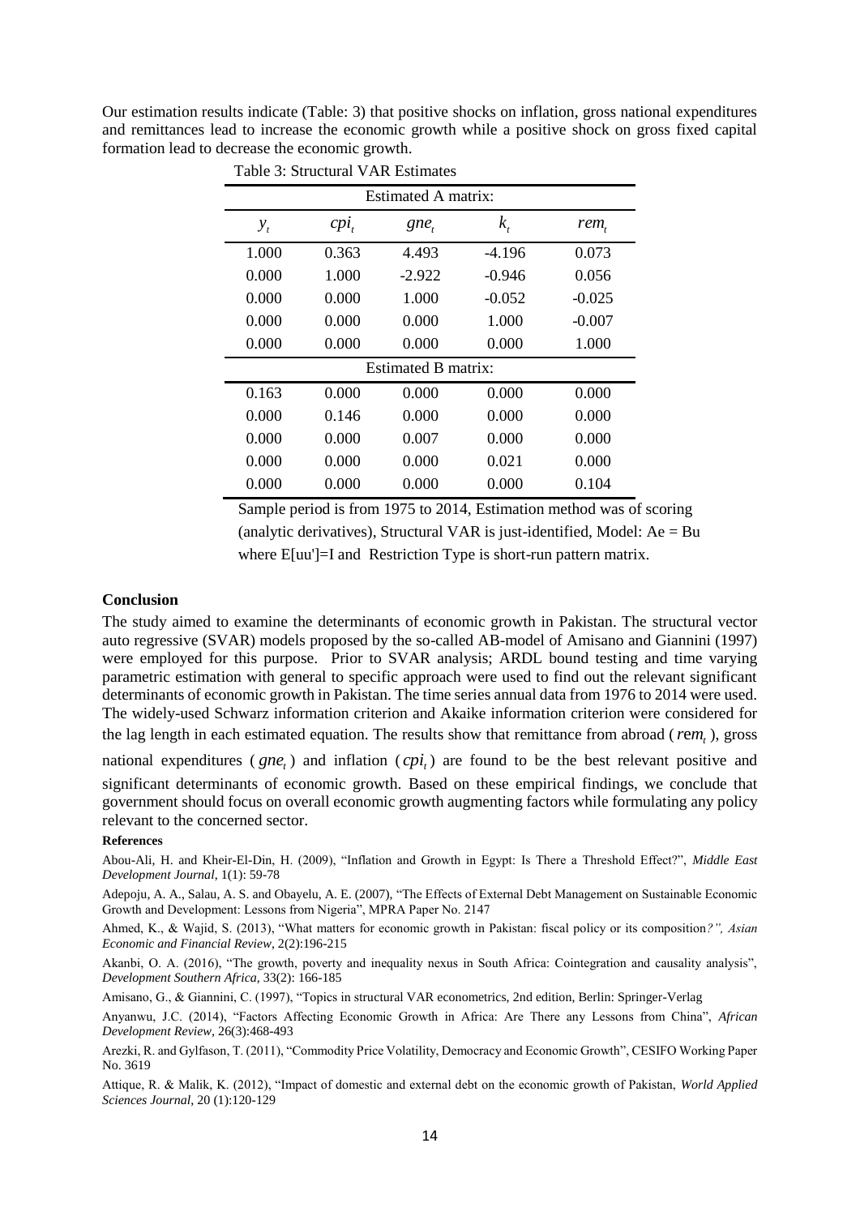Our estimation results indicate (Table: 3) that positive shocks on inflation, gross national expenditures and remittances lead to increase the economic growth while a positive shock on gross fixed capital formation lead to decrease the economic growth.

Table 3: Structural VAR Estimates

| Estimated A matrix: | | | | |
|---|---|---|---|---|
| $y_t$ | $cpi_t$ | $gne_t$ | $k_t$ | $rem_t$ |
| 1.000 | 0.363 | 4.493 | -4.196 | 0.073 |
| 0.000 | 1.000 | -2.922 | -0.946 | 0.056 |
| 0.000 | 0.000 | 1.000 | -0.052 | -0.025 |
| 0.000 | 0.000 | 0.000 | 1.000 | -0.007 |
| 0.000 | 0.000 | 0.000 | 0.000 | 1.000 |
| **Estimated B matrix:** | | | | |
| 0.163 | 0.000 | 0.000 | 0.000 | 0.000 |
| 0.000 | 0.146 | 0.000 | 0.000 | 0.000 |
| 0.000 | 0.000 | 0.007 | 0.000 | 0.000 |
| 0.000 | 0.000 | 0.000 | 0.021 | 0.000 |
| 0.000 | 0.000 | 0.000 | 0.000 | 0.104 |

Sample period is from 1975 to 2014, Estimation method was of scoring (analytic derivatives), Structural VAR is just-identified, Model: Ae = Bu where E[uu']=I and Restriction Type is short-run pattern matrix.

## Conclusion

The study aimed to examine the determinants of economic growth in Pakistan. The structural vector auto regressive (SVAR) models proposed by the so-called AB-model of Amisano and Giannini (1997) were employed for this purpose. Prior to SVAR analysis; ARDL bound testing and time varying parametric estimation with general to specific approach were used to find out the relevant significant determinants of economic growth in Pakistan. The time series annual data from 1976 to 2014 were used. The widely-used Schwarz information criterion and Akaike information criterion were considered for the lag length in each estimated equation. The results show that remittance from abroad ($rem_t$), gross national expenditures ($gne_t$) and inflation ($cpi_t$) are found to be the best relevant positive and significant determinants of economic growth. Based on these empirical findings, we conclude that government should focus on overall economic growth augmenting factors while formulating any policy relevant to the concerned sector.

### References

Abou-Ali, H. and Kheir-El-Din, H. (2009), "Inflation and Growth in Egypt: Is There a Threshold Effect?", *Middle East Development Journal*, 1(1): 59-78

Adepoju, A. A., Salau, A. S. and Obayelu, A. E. (2007), "The Effects of External Debt Management on Sustainable Economic Growth and Development: Lessons from Nigeria", MPRA Paper No. 2147

Ahmed, K., & Wajid, S. (2013), "What matters for economic growth in Pakistan: fiscal policy or its composition*?", Asian Economic and Financial Review*, 2(2):196-215

Akanbi, O. A. (2016), "The growth, poverty and inequality nexus in South Africa: Cointegration and causality analysis", *Development Southern Africa*, 33(2): 166-185

Amisano, G., & Giannini, C. (1997), "Topics in structural VAR econometrics, 2nd edition, Berlin: Springer-Verlag

Anyanwu, J.C. (2014), "Factors Affecting Economic Growth in Africa: Are There any Lessons from China", *African Development Review*, 26(3):468-493

Arezki, R. and Gylfason, T. (2011), "Commodity Price Volatility, Democracy and Economic Growth", CESIFO Working Paper No. 3619

Attique, R. & Malik, K. (2012), "Impact of domestic and external debt on the economic growth of Pakistan, *World Applied Sciences Journal*, 20 (1):120-129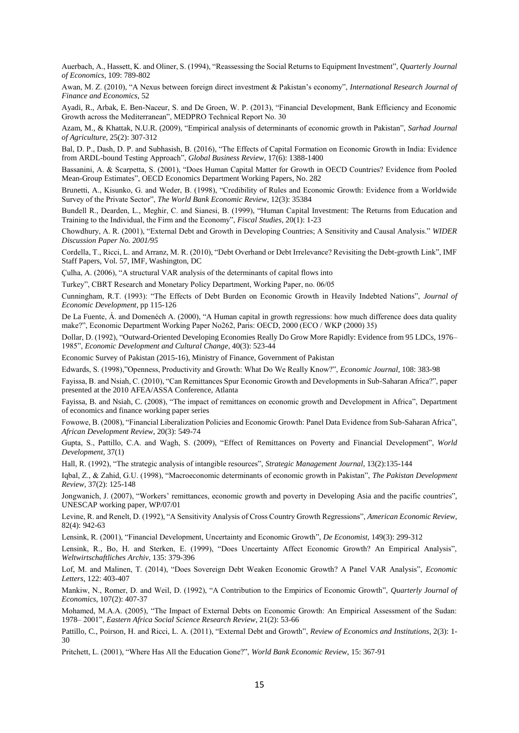Auerbach, A., Hassett, K. and Oliner, S. (1994), "Reassessing the Social Returns to Equipment Investment", *Quarterly Journal of Economics*, 109: 789-802

Awan, M. Z. (2010), "A Nexus between foreign direct investment & Pakistan's economy", *International Research Journal of Finance and Economics*, 52

Ayadi, R., Arbak, E. Ben-Naceur, S. and De Groen, W. P. (2013), "Financial Development, Bank Efficiency and Economic Growth across the Mediterranean", MEDPRO Technical Report No. 30

Azam, M., & Khattak, N.U.R. (2009), "Empirical analysis of determinants of economic growth in Pakistan", *Sarhad Journal of Agriculture*, 25(2): 307-312

Bal, D. P., Dash, D. P. and Subhasish, B. (2016), "The Effects of Capital Formation on Economic Growth in India: Evidence from ARDL-bound Testing Approach", *Global Business Review*, 17(6): 1388-1400

Bassanini, A. & Scarpetta, S. (2001), "Does Human Capital Matter for Growth in OECD Countries? Evidence from Pooled Mean-Group Estimates", OECD Economics Department Working Papers, No. 282

Brunetti, A., Kisunko, G. and Weder, B. (1998), "Credibility of Rules and Economic Growth: Evidence from a Worldwide Survey of the Private Sector", *The World Bank Economic Review*, 12(3): 35384

Bundell R., Dearden, L., Meghir, C. and Sianesi, B. (1999), "Human Capital Investment: The Returns from Education and Training to the Individual, the Firm and the Economy", *Fiscal Studies*, 20(1): 1-23

Chowdhury, A. R. (2001), "External Debt and Growth in Developing Countries; A Sensitivity and Causal Analysis." *WIDER Discussion Paper No. 2001/95*

Cordella, T., Ricci, L. and Arranz, M. R. (2010), "Debt Overhand or Debt Irrelevance? Revisiting the Debt-growth Link", IMF Staff Papers, Vol. 57, IMF, Washington, DC

Çulha, A. (2006), "A structural VAR analysis of the determinants of capital flows into

Turkey", CBRT Research and Monetary Policy Department, Working Paper, no. 06/05

Cunningham, R.T. (1993): "The Effects of Debt Burden on Economic Growth in Heavily Indebted Nations", *Journal of Economic Development*, pp 115-126

De La Fuente, Á. and Domenéch A. (2000), "A Human capital in growth regressions: how much difference does data quality make?", Economic Department Working Paper No262, Paris: OECD, 2000 (ECO / WKP (2000) 35)

Dollar, D. (1992), "Outward-Oriented Developing Economies Really Do Grow More Rapidly: Evidence from 95 LDCs, 1976–1985", *Economic Development and Cultural Change*, 40(3): 523-44

Economic Survey of Pakistan (2015-16), Ministry of Finance, Government of Pakistan

Edwards, S. (1998),"Openness, Productivity and Growth: What Do We Really Know?", *Economic Journal*, 108: 383-98

Fayissa, B. and Nsiah, C. (2010), "Can Remittances Spur Economic Growth and Developments in Sub-Saharan Africa?", paper presented at the 2010 AFEA/ASSA Conference, Atlanta

Fayissa, B. and Nsiah, C. (2008), "The impact of remittances on economic growth and Development in Africa", Department of economics and finance working paper series

Fowowe, B. (2008), "Financial Liberalization Policies and Economic Growth: Panel Data Evidence from Sub-Saharan Africa", *African Development Review*, 20(3): 549-74

Gupta, S., Pattillo, C.A. and Wagh, S. (2009), "Effect of Remittances on Poverty and Financial Development", *World Development*, 37(1)

Hall, R. (1992), "The strategic analysis of intangible resources", *Strategic Management Journal*, 13(2):135-144

Iqbal, Z., & Zahid, G.U. (1998), "Macroeconomic determinants of economic growth in Pakistan", *The Pakistan Development Review*, 37(2): 125-148

Jongwanich, J. (2007), "Workers' remittances, economic growth and poverty in Developing Asia and the pacific countries", UNESCAP working paper, WP/07/01

Levine, R. and Renelt, D. (1992), "A Sensitivity Analysis of Cross Country Growth Regressions", *American Economic Review*, 82(4): 942-63

Lensink, R. (2001), "Financial Development, Uncertainty and Economic Growth", *De Economist*, 149(3): 299-312

Lensink, R., Bo, H. and Sterken, E. (1999), "Does Uncertainty Affect Economic Growth? An Empirical Analysis", *Weltwirtschaftliches Archiv*, 135: 379-396

Lof, M. and Malinen, T. (2014), "Does Sovereign Debt Weaken Economic Growth? A Panel VAR Analysis", *Economic Letters*, 122: 403-407

Mankiw, N., Romer, D. and Weil, D. (1992), "A Contribution to the Empirics of Economic Growth", *Quarterly Journal of Economics*, 107(2): 407-37

Mohamed, M.A.A. (2005), "The Impact of External Debts on Economic Growth: An Empirical Assessment of the Sudan: 1978– 2001", *Eastern Africa Social Science Research Review*, 21(2): 53-66

Pattillo, C., Poirson, H. and Ricci, L. A. (2011), "External Debt and Growth", *Review of Economics and Institutions*, 2(3): 1-30

Pritchett, L. (2001), "Where Has All the Education Gone?", *World Bank Economic Review*, 15: 367-91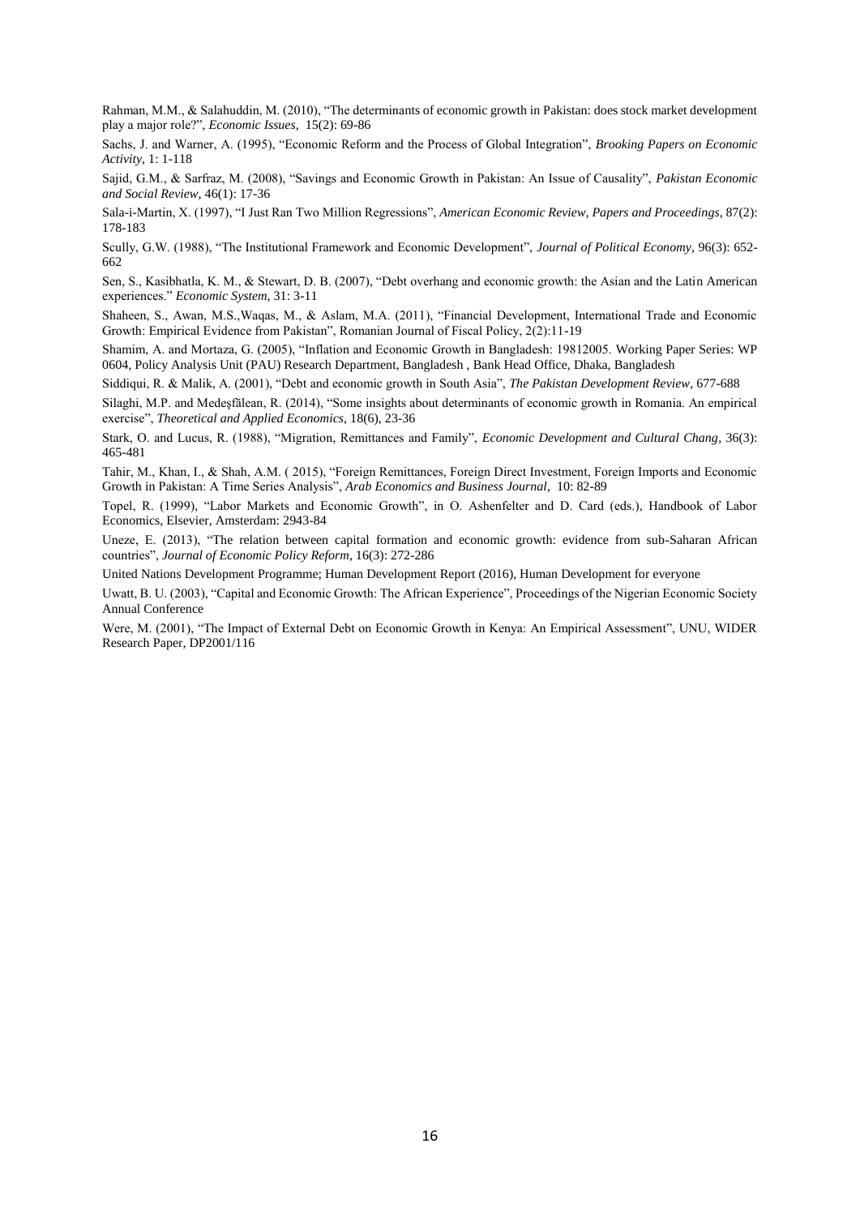Rahman, M.M., & Salahuddin, M. (2010), "The determinants of economic growth in Pakistan: does stock market development play a major role?", *Economic Issues*, 15(2): 69-86

Sachs, J. and Warner, A. (1995), "Economic Reform and the Process of Global Integration", *Brooking Papers on Economic Activity*, 1: 1-118

Sajid, G.M., & Sarfraz, M. (2008), "Savings and Economic Growth in Pakistan: An Issue of Causality", *Pakistan Economic and Social Review*, 46(1): 17-36

Sala-i-Martin, X. (1997), "I Just Ran Two Million Regressions", *American Economic Review, Papers and Proceedings*, 87(2): 178-183

Scully, G.W. (1988), "The Institutional Framework and Economic Development", *Journal of Political Economy*, 96(3): 652-662

Sen, S., Kasibhatla, K. M., & Stewart, D. B. (2007), "Debt overhang and economic growth: the Asian and the Latin American experiences." *Economic System*, 31: 3-11

Shaheen, S., Awan, M.S.,Waqas, M., & Aslam, M.A. (2011), "Financial Development, International Trade and Economic Growth: Empirical Evidence from Pakistan", Romanian Journal of Fiscal Policy, 2(2):11-19

Shamim, A. and Mortaza, G. (2005), "Inflation and Economic Growth in Bangladesh: 19812005. Working Paper Series: WP 0604, Policy Analysis Unit (PAU) Research Department, Bangladesh , Bank Head Office, Dhaka, Bangladesh

Siddiqui, R. & Malik, A. (2001), "Debt and economic growth in South Asia", *The Pakistan Development Review*, 677-688

Silaghi, M.P. and Medeşfălean, R. (2014), "Some insights about determinants of economic growth in Romania. An empirical exercise", *Theoretical and Applied Economics*, 18(6), 23-36

Stark, O. and Lucus, R. (1988), "Migration, Remittances and Family", *Economic Development and Cultural Chang*, 36(3): 465-481

Tahir, M., Khan, I., & Shah, A.M. ( 2015), "Foreign Remittances, Foreign Direct Investment, Foreign Imports and Economic Growth in Pakistan: A Time Series Analysis", *Arab Economics and Business Journal*, 10: 82-89

Topel, R. (1999), "Labor Markets and Economic Growth", in O. Ashenfelter and D. Card (eds.), Handbook of Labor Economics, Elsevier, Amsterdam: 2943-84

Uneze, E. (2013), "The relation between capital formation and economic growth: evidence from sub-Saharan African countries", *Journal of Economic Policy Reform*, 16(3): 272-286

United Nations Development Programme; Human Development Report (2016), Human Development for everyone

Uwatt, B. U. (2003), "Capital and Economic Growth: The African Experience", Proceedings of the Nigerian Economic Society Annual Conference

Were, M. (2001), "The Impact of External Debt on Economic Growth in Kenya: An Empirical Assessment", UNU, WIDER Research Paper, DP2001/116